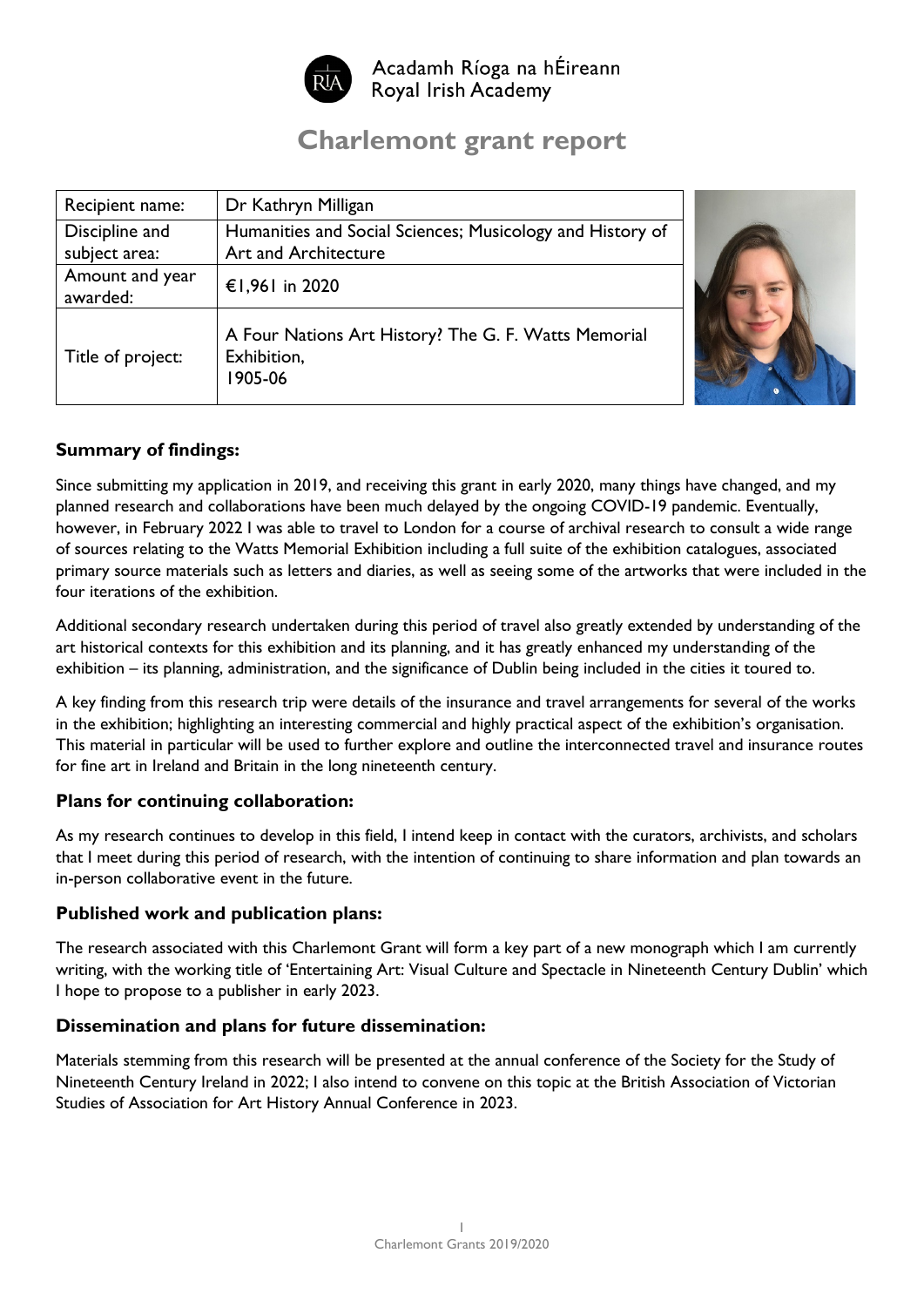Acadamh Ríoga na hÉireann
Royal Irish Academy

# Charlemont grant report

| Recipient name: | Dr Kathryn Milligan |
|---|---|
| Discipline and subject area: | Humanities and Social Sciences; Musicology and History of Art and Architecture |
| Amount and year awarded: | €1,961 in 2020 |
| Title of project: | A Four Nations Art History? The G. F. Watts Memorial Exhibition, 1905-06 |

### Summary of findings:

Since submitting my application in 2019, and receiving this grant in early 2020, many things have changed, and my planned research and collaborations have been much delayed by the ongoing COVID-19 pandemic. Eventually, however, in February 2022 I was able to travel to London for a course of archival research to consult a wide range of sources relating to the Watts Memorial Exhibition including a full suite of the exhibition catalogues, associated primary source materials such as letters and diaries, as well as seeing some of the artworks that were included in the four iterations of the exhibition.

Additional secondary research undertaken during this period of travel also greatly extended by understanding of the art historical contexts for this exhibition and its planning, and it has greatly enhanced my understanding of the exhibition – its planning, administration, and the significance of Dublin being included in the cities it toured to.

A key finding from this research trip were details of the insurance and travel arrangements for several of the works in the exhibition; highlighting an interesting commercial and highly practical aspect of the exhibition's organisation. This material in particular will be used to further explore and outline the interconnected travel and insurance routes for fine art in Ireland and Britain in the long nineteenth century.

### Plans for continuing collaboration:

As my research continues to develop in this field, I intend keep in contact with the curators, archivists, and scholars that I meet during this period of research, with the intention of continuing to share information and plan towards an in-person collaborative event in the future.

### Published work and publication plans:

The research associated with this Charlemont Grant will form a key part of a new monograph which I am currently writing, with the working title of 'Entertaining Art: Visual Culture and Spectacle in Nineteenth Century Dublin' which I hope to propose to a publisher in early 2023.

### Dissemination and plans for future dissemination:

Materials stemming from this research will be presented at the annual conference of the Society for the Study of Nineteenth Century Ireland in 2022; I also intend to convene on this topic at the British Association of Victorian Studies of Association for Art History Annual Conference in 2023.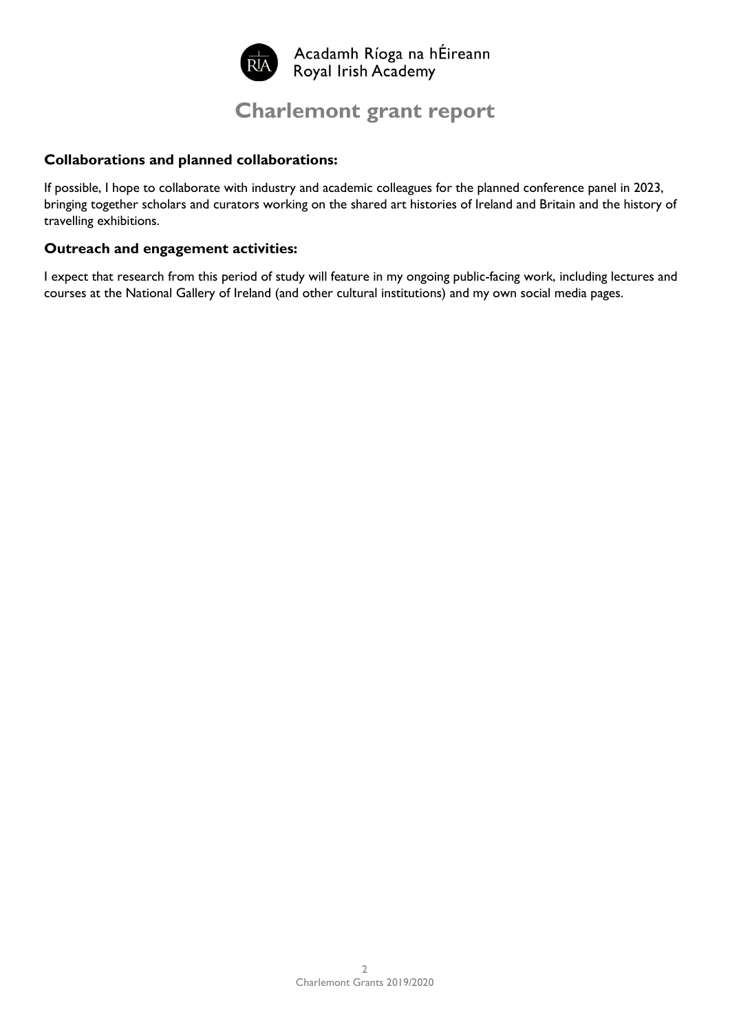## Collaborations and planned collaborations:

If possible, I hope to collaborate with industry and academic colleagues for the planned conference panel in 2023, bringing together scholars and curators working on the shared art histories of Ireland and Britain and the history of travelling exhibitions.

## Outreach and engagement activities:

I expect that research from this period of study will feature in my ongoing public-facing work, including lectures and courses at the National Gallery of Ireland (and other cultural institutions) and my own social media pages.